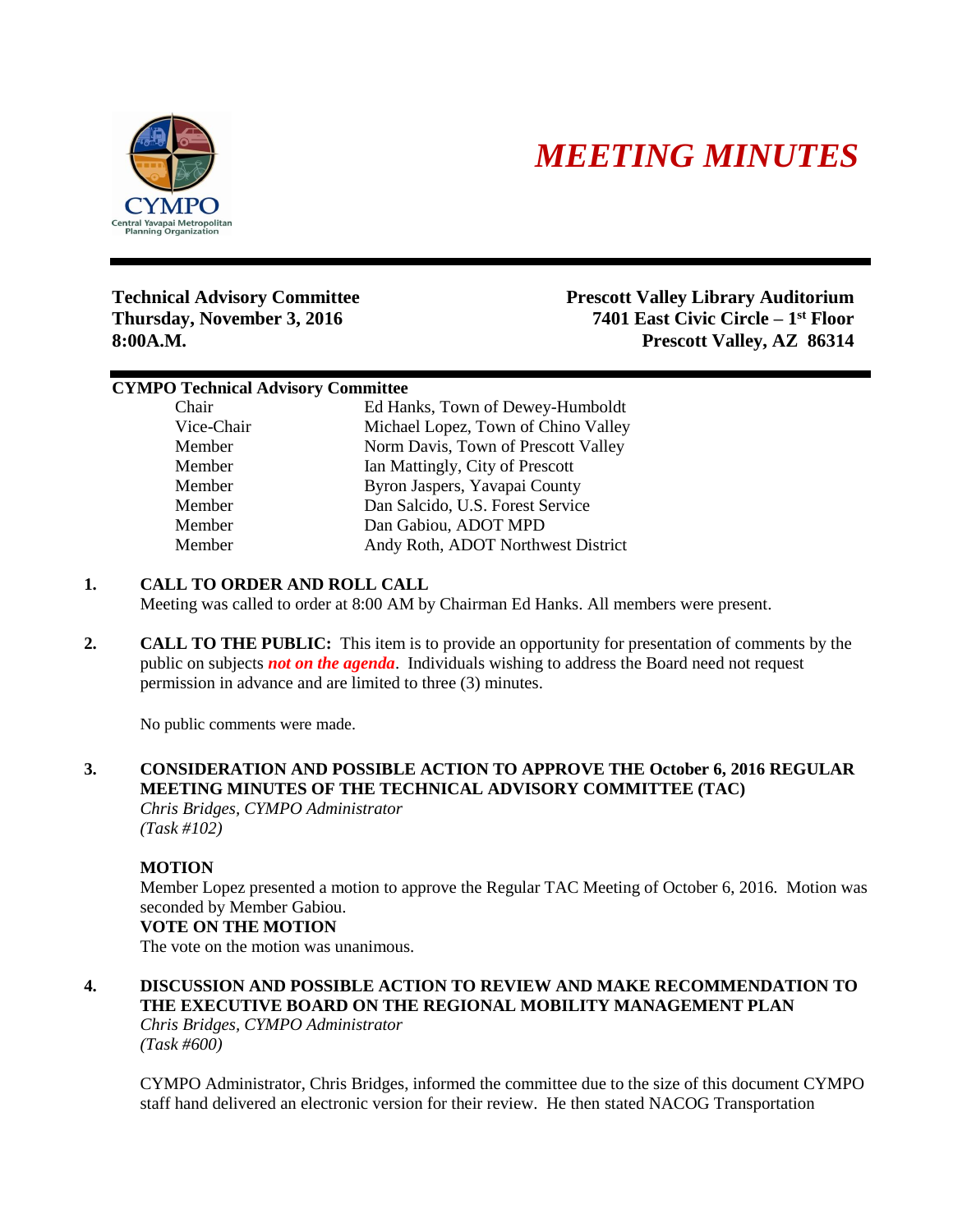# *MEETING MINUTES*

**Technical Advisory Committee**
**Thursday, November 3, 2016**
**8:00A.M.**

**Prescott Valley Library Auditorium**
**7401 East Civic Circle – 1st Floor**
**Prescott Valley, AZ 86314**

**CYMPO Technical Advisory Committee**

| | |
|---|---|
| Chair | Ed Hanks, Town of Dewey-Humboldt |
| Vice-Chair | Michael Lopez, Town of Chino Valley |
| Member | Norm Davis, Town of Prescott Valley |
| Member | Ian Mattingly, City of Prescott |
| Member | Byron Jaspers, Yavapai County |
| Member | Dan Salcido, U.S. Forest Service |
| Member | Dan Gabiou, ADOT MPD |
| Member | Andy Roth, ADOT Northwest District |

**1. CALL TO ORDER AND ROLL CALL**

Meeting was called to order at 8:00 AM by Chairman Ed Hanks. All members were present.

**2. CALL TO THE PUBLIC:** This item is to provide an opportunity for presentation of comments by the public on subjects ***not on the agenda***. Individuals wishing to address the Board need not request permission in advance and are limited to three (3) minutes.

No public comments were made.

**3. CONSIDERATION AND POSSIBLE ACTION TO APPROVE THE October 6, 2016 REGULAR MEETING MINUTES OF THE TECHNICAL ADVISORY COMMITTEE (TAC)**

*Chris Bridges, CYMPO Administrator*
*(Task #102)*

**MOTION**

Member Lopez presented a motion to approve the Regular TAC Meeting of October 6, 2016. Motion was seconded by Member Gabiou.

**VOTE ON THE MOTION**

The vote on the motion was unanimous.

**4. DISCUSSION AND POSSIBLE ACTION TO REVIEW AND MAKE RECOMMENDATION TO THE EXECUTIVE BOARD ON THE REGIONAL MOBILITY MANAGEMENT PLAN**

*Chris Bridges, CYMPO Administrator*
*(Task #600)*

CYMPO Administrator, Chris Bridges, informed the committee due to the size of this document CYMPO staff hand delivered an electronic version for their review. He then stated NACOG Transportation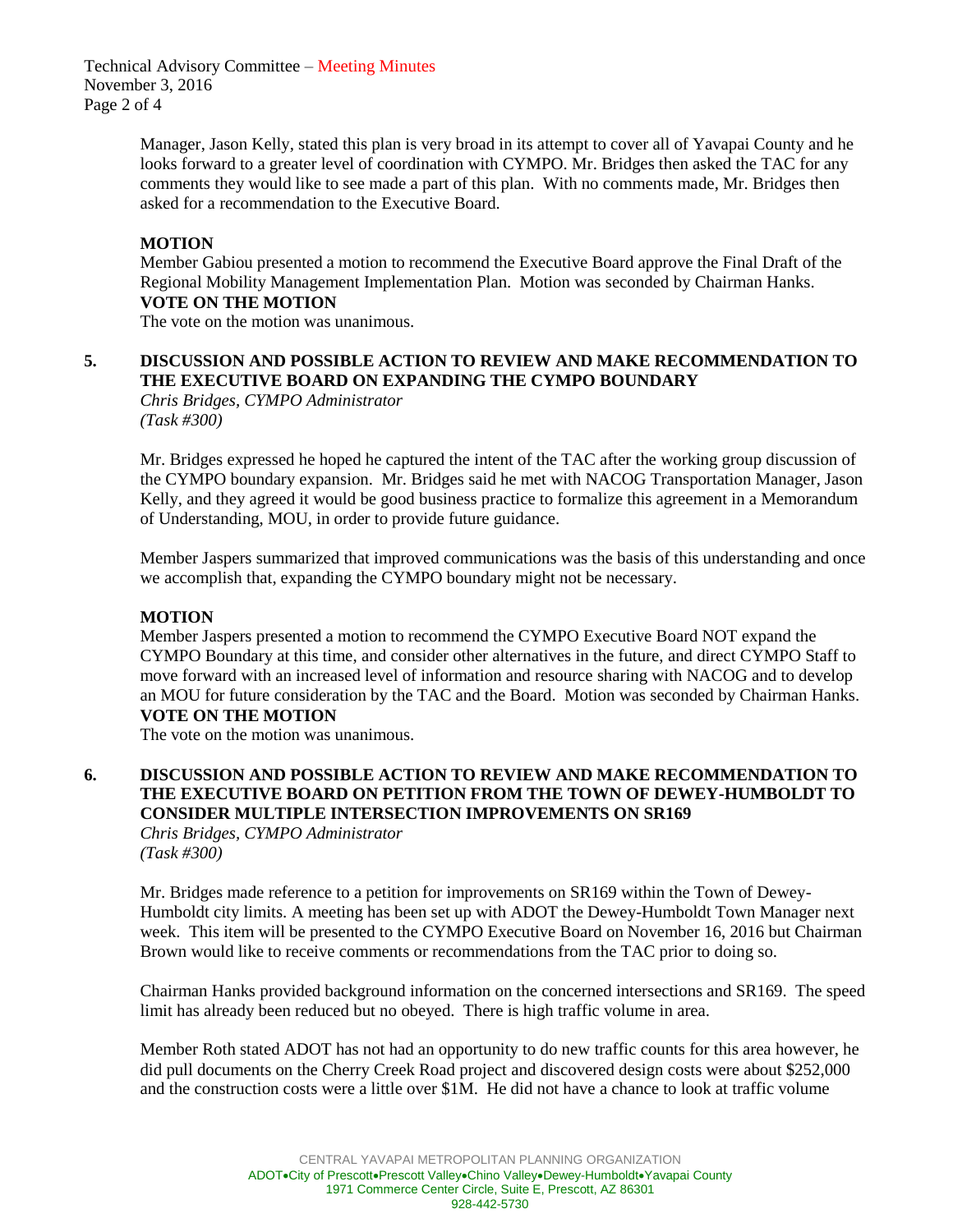Manager, Jason Kelly, stated this plan is very broad in its attempt to cover all of Yavapai County and he looks forward to a greater level of coordination with CYMPO. Mr. Bridges then asked the TAC for any comments they would like to see made a part of this plan. With no comments made, Mr. Bridges then asked for a recommendation to the Executive Board.

**MOTION**

Member Gabiou presented a motion to recommend the Executive Board approve the Final Draft of the Regional Mobility Management Implementation Plan. Motion was seconded by Chairman Hanks.

**VOTE ON THE MOTION**

The vote on the motion was unanimous.

**5. DISCUSSION AND POSSIBLE ACTION TO REVIEW AND MAKE RECOMMENDATION TO THE EXECUTIVE BOARD ON EXPANDING THE CYMPO BOUNDARY**

*Chris Bridges, CYMPO Administrator*
*(Task #300)*

Mr. Bridges expressed he hoped he captured the intent of the TAC after the working group discussion of the CYMPO boundary expansion. Mr. Bridges said he met with NACOG Transportation Manager, Jason Kelly, and they agreed it would be good business practice to formalize this agreement in a Memorandum of Understanding, MOU, in order to provide future guidance.

Member Jaspers summarized that improved communications was the basis of this understanding and once we accomplish that, expanding the CYMPO boundary might not be necessary.

**MOTION**

Member Jaspers presented a motion to recommend the CYMPO Executive Board NOT expand the CYMPO Boundary at this time, and consider other alternatives in the future, and direct CYMPO Staff to move forward with an increased level of information and resource sharing with NACOG and to develop an MOU for future consideration by the TAC and the Board. Motion was seconded by Chairman Hanks.

**VOTE ON THE MOTION**

The vote on the motion was unanimous.

**6. DISCUSSION AND POSSIBLE ACTION TO REVIEW AND MAKE RECOMMENDATION TO THE EXECUTIVE BOARD ON PETITION FROM THE TOWN OF DEWEY-HUMBOLDT TO CONSIDER MULTIPLE INTERSECTION IMPROVEMENTS ON SR169**

*Chris Bridges, CYMPO Administrator*
*(Task #300)*

Mr. Bridges made reference to a petition for improvements on SR169 within the Town of Dewey-Humboldt city limits. A meeting has been set up with ADOT the Dewey-Humboldt Town Manager next week. This item will be presented to the CYMPO Executive Board on November 16, 2016 but Chairman Brown would like to receive comments or recommendations from the TAC prior to doing so.

Chairman Hanks provided background information on the concerned intersections and SR169. The speed limit has already been reduced but no obeyed. There is high traffic volume in area.

Member Roth stated ADOT has not had an opportunity to do new traffic counts for this area however, he did pull documents on the Cherry Creek Road project and discovered design costs were about $252,000 and the construction costs were a little over $1M. He did not have a chance to look at traffic volume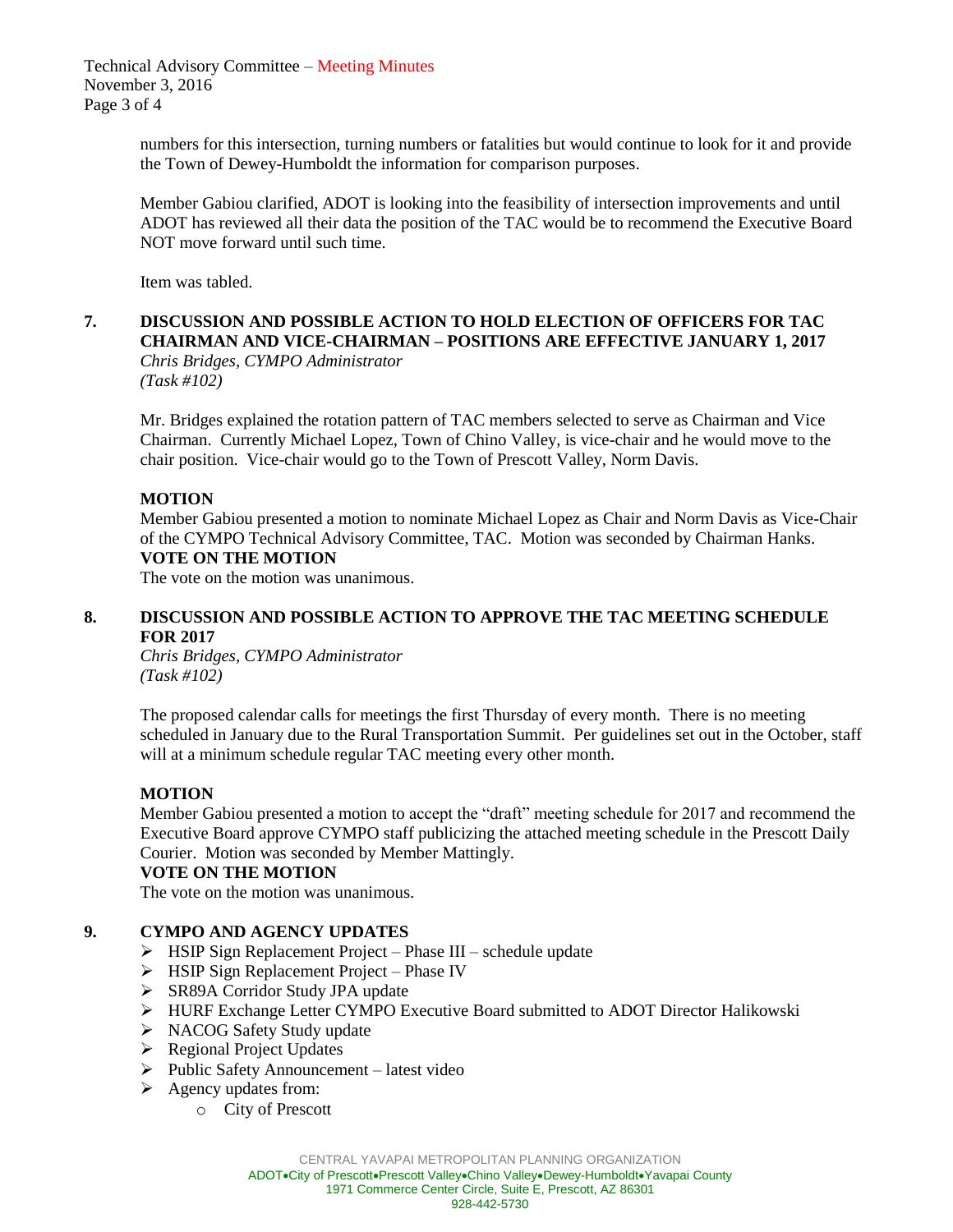numbers for this intersection, turning numbers or fatalities but would continue to look for it and provide the Town of Dewey-Humboldt the information for comparison purposes.

Member Gabiou clarified, ADOT is looking into the feasibility of intersection improvements and until ADOT has reviewed all their data the position of the TAC would be to recommend the Executive Board NOT move forward until such time.

Item was tabled.

**7. DISCUSSION AND POSSIBLE ACTION TO HOLD ELECTION OF OFFICERS FOR TAC CHAIRMAN AND VICE-CHAIRMAN – POSITIONS ARE EFFECTIVE JANUARY 1, 2017**
*Chris Bridges, CYMPO Administrator*
*(Task #102)*

Mr. Bridges explained the rotation pattern of TAC members selected to serve as Chairman and Vice Chairman. Currently Michael Lopez, Town of Chino Valley, is vice-chair and he would move to the chair position. Vice-chair would go to the Town of Prescott Valley, Norm Davis.

**MOTION**
Member Gabiou presented a motion to nominate Michael Lopez as Chair and Norm Davis as Vice-Chair of the CYMPO Technical Advisory Committee, TAC. Motion was seconded by Chairman Hanks.
**VOTE ON THE MOTION**
The vote on the motion was unanimous.

**8. DISCUSSION AND POSSIBLE ACTION TO APPROVE THE TAC MEETING SCHEDULE FOR 2017**
*Chris Bridges, CYMPO Administrator*
*(Task #102)*

The proposed calendar calls for meetings the first Thursday of every month. There is no meeting scheduled in January due to the Rural Transportation Summit. Per guidelines set out in the October, staff will at a minimum schedule regular TAC meeting every other month.

**MOTION**
Member Gabiou presented a motion to accept the "draft" meeting schedule for 2017 and recommend the Executive Board approve CYMPO staff publicizing the attached meeting schedule in the Prescott Daily Courier. Motion was seconded by Member Mattingly.
**VOTE ON THE MOTION**
The vote on the motion was unanimous.

**9. CYMPO AND AGENCY UPDATES**

- HSIP Sign Replacement Project – Phase III – schedule update
- HSIP Sign Replacement Project – Phase IV
- SR89A Corridor Study JPA update
- HURF Exchange Letter CYMPO Executive Board submitted to ADOT Director Halikowski
- NACOG Safety Study update
- Regional Project Updates
- Public Safety Announcement – latest video
- Agency updates from:
  - City of Prescott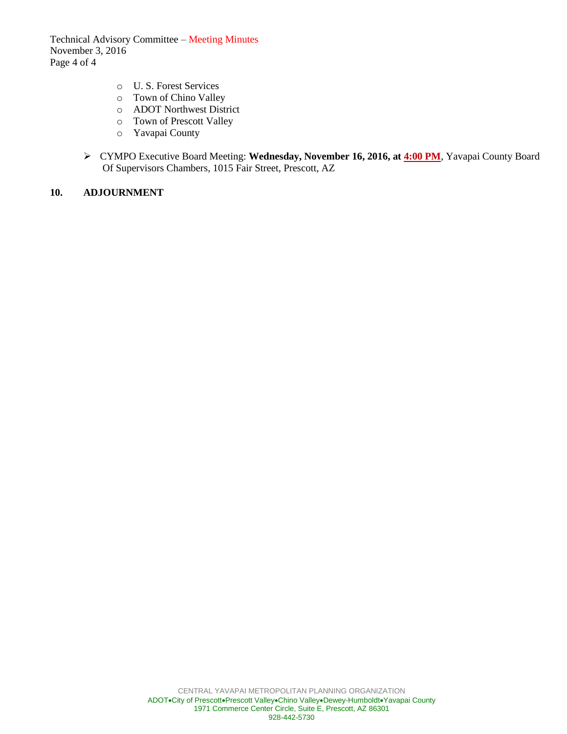- U. S. Forest Services
- Town of Chino Valley
- ADOT Northwest District
- Town of Prescott Valley
- Yavapai County

- CYMPO Executive Board Meeting: **Wednesday, November 16, 2016, at 4:00 PM**, Yavapai County Board Of Supervisors Chambers, 1015 Fair Street, Prescott, AZ

**10. ADJOURNMENT**